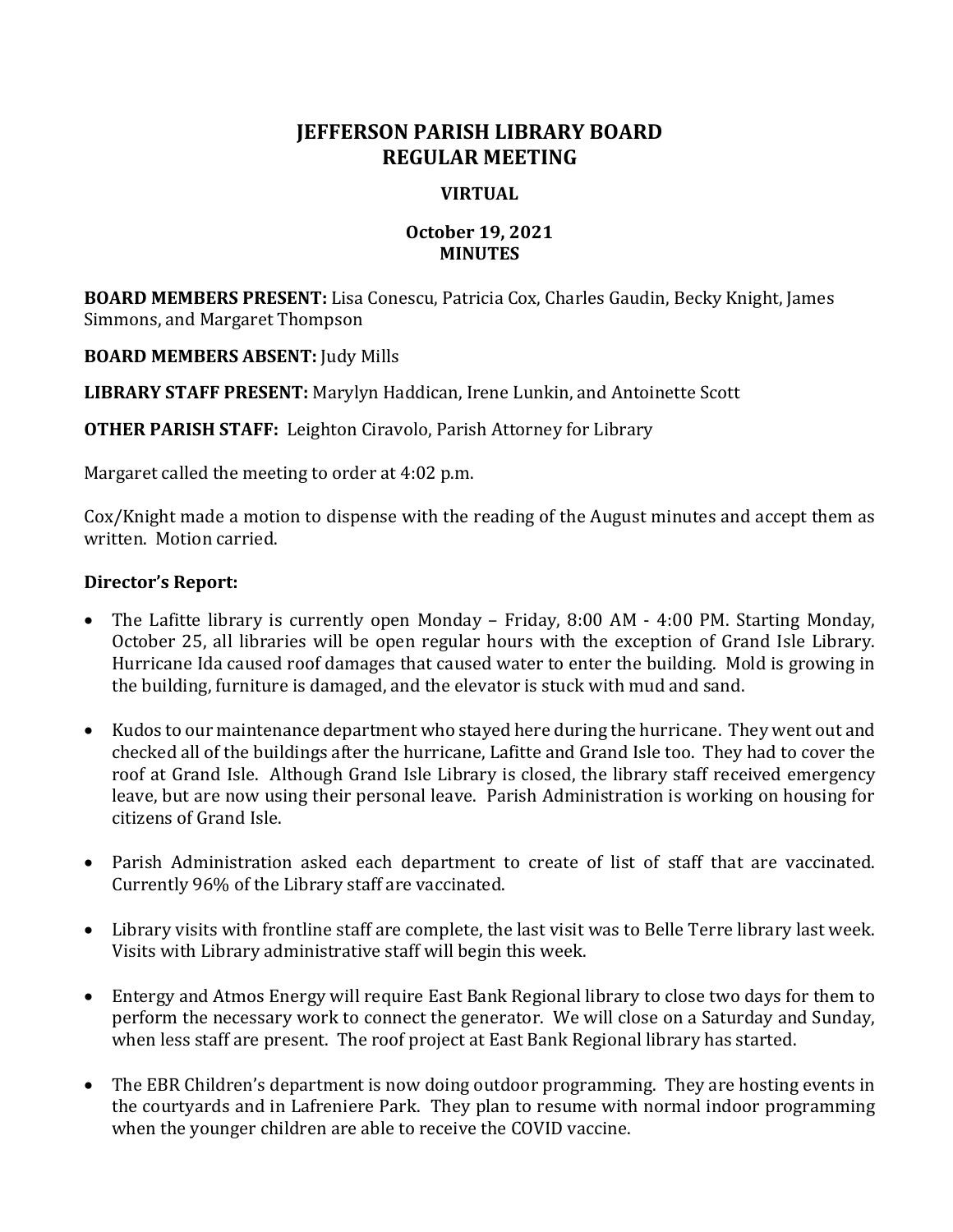# JEFFERSON PARISH LIBRARY BOARD
# REGULAR MEETING

### VIRTUAL

### October 19, 2021
### MINUTES

**BOARD MEMBERS PRESENT:** Lisa Conescu, Patricia Cox, Charles Gaudin, Becky Knight, James Simmons, and Margaret Thompson

**BOARD MEMBERS ABSENT:** Judy Mills

**LIBRARY STAFF PRESENT:** Marylyn Haddican, Irene Lunkin, and Antoinette Scott

**OTHER PARISH STAFF:** Leighton Ciravolo, Parish Attorney for Library

Margaret called the meeting to order at 4:02 p.m.

Cox/Knight made a motion to dispense with the reading of the August minutes and accept them as written. Motion carried.

**Director's Report:**

- The Lafitte library is currently open Monday – Friday, 8:00 AM - 4:00 PM. Starting Monday, October 25, all libraries will be open regular hours with the exception of Grand Isle Library. Hurricane Ida caused roof damages that caused water to enter the building. Mold is growing in the building, furniture is damaged, and the elevator is stuck with mud and sand.

- Kudos to our maintenance department who stayed here during the hurricane. They went out and checked all of the buildings after the hurricane, Lafitte and Grand Isle too. They had to cover the roof at Grand Isle. Although Grand Isle Library is closed, the library staff received emergency leave, but are now using their personal leave. Parish Administration is working on housing for citizens of Grand Isle.

- Parish Administration asked each department to create of list of staff that are vaccinated. Currently 96% of the Library staff are vaccinated.

- Library visits with frontline staff are complete, the last visit was to Belle Terre library last week. Visits with Library administrative staff will begin this week.

- Entergy and Atmos Energy will require East Bank Regional library to close two days for them to perform the necessary work to connect the generator. We will close on a Saturday and Sunday, when less staff are present. The roof project at East Bank Regional library has started.

- The EBR Children's department is now doing outdoor programming. They are hosting events in the courtyards and in Lafreniere Park. They plan to resume with normal indoor programming when the younger children are able to receive the COVID vaccine.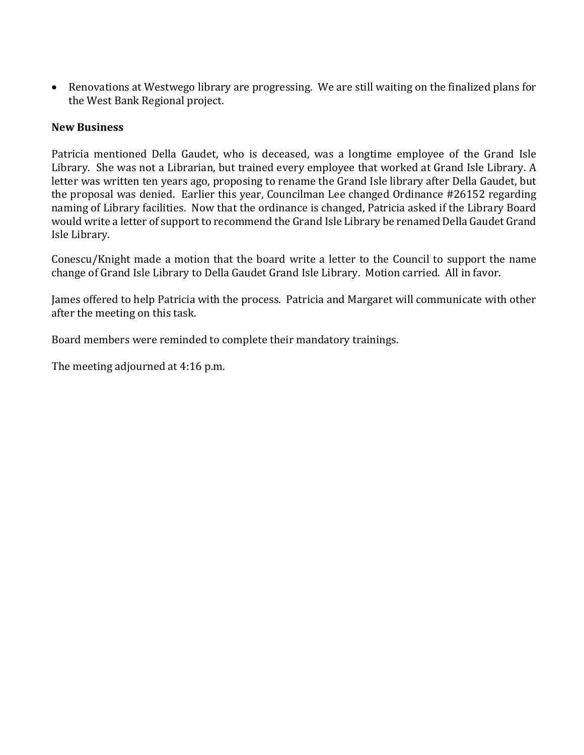- Renovations at Westwego library are progressing. We are still waiting on the finalized plans for the West Bank Regional project.

**New Business**

Patricia mentioned Della Gaudet, who is deceased, was a longtime employee of the Grand Isle Library. She was not a Librarian, but trained every employee that worked at Grand Isle Library. A letter was written ten years ago, proposing to rename the Grand Isle library after Della Gaudet, but the proposal was denied. Earlier this year, Councilman Lee changed Ordinance #26152 regarding naming of Library facilities. Now that the ordinance is changed, Patricia asked if the Library Board would write a letter of support to recommend the Grand Isle Library be renamed Della Gaudet Grand Isle Library.

Conescu/Knight made a motion that the board write a letter to the Council to support the name change of Grand Isle Library to Della Gaudet Grand Isle Library. Motion carried. All in favor.

James offered to help Patricia with the process. Patricia and Margaret will communicate with other after the meeting on this task.

Board members were reminded to complete their mandatory trainings.

The meeting adjourned at 4:16 p.m.